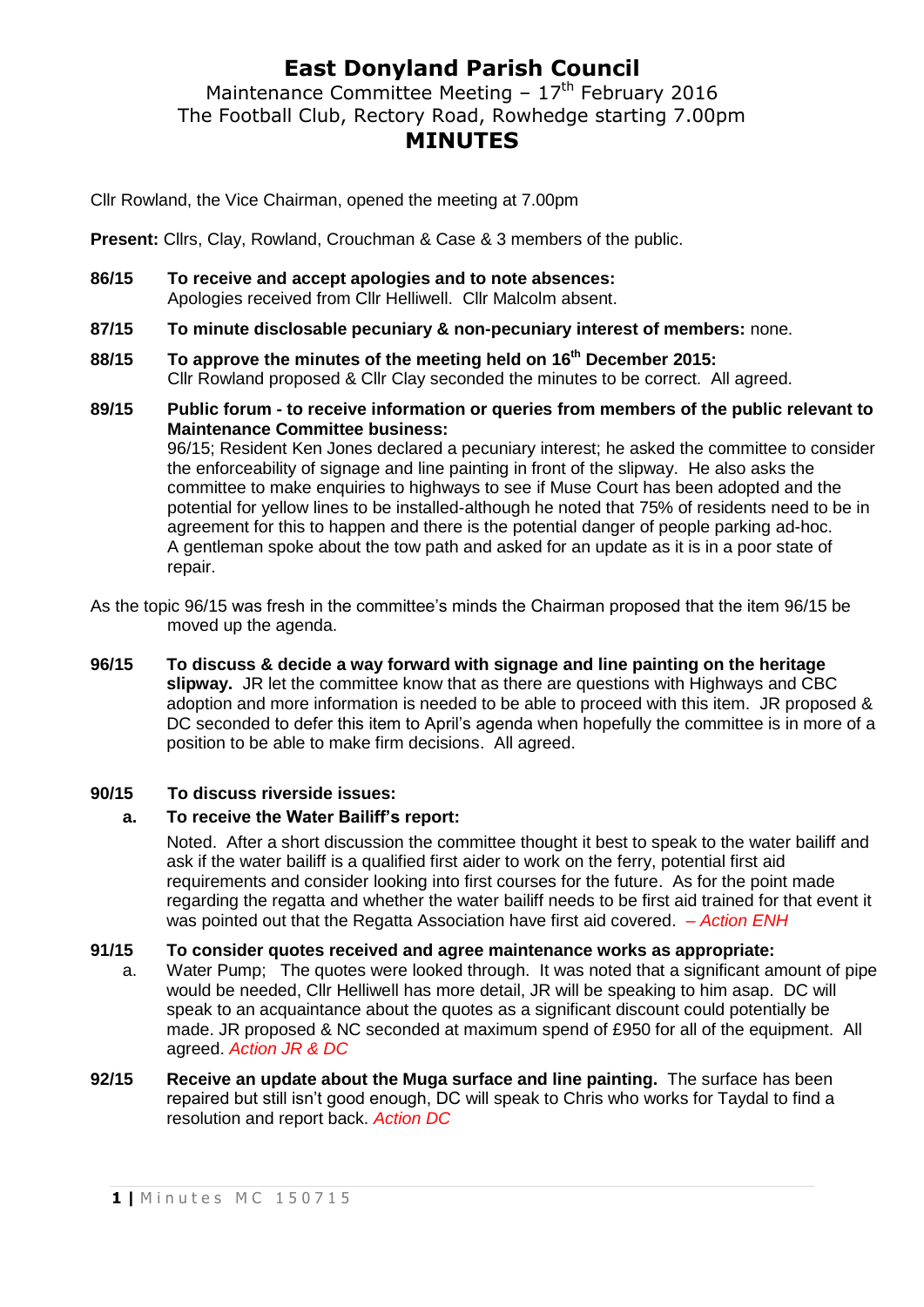# East Donyland Parish Council

Maintenance Committee Meeting – 17th February 2016
The Football Club, Rectory Road, Rowhedge starting 7.00pm

## MINUTES

Cllr Rowland, the Vice Chairman, opened the meeting at 7.00pm

**Present:** Cllrs, Clay, Rowland, Crouchman & Case & 3 members of the public.

**86/15 To receive and accept apologies and to note absences:**
Apologies received from Cllr Helliwell. Cllr Malcolm absent.

**87/15 To minute disclosable pecuniary & non-pecuniary interest of members:** none.

**88/15 To approve the minutes of the meeting held on 16th December 2015:**
Cllr Rowland proposed & Cllr Clay seconded the minutes to be correct. All agreed.

**89/15 Public forum - to receive information or queries from members of the public relevant to Maintenance Committee business:**
96/15; Resident Ken Jones declared a pecuniary interest; he asked the committee to consider the enforceability of signage and line painting in front of the slipway. He also asks the committee to make enquiries to highways to see if Muse Court has been adopted and the potential for yellow lines to be installed-although he noted that 75% of residents need to be in agreement for this to happen and there is the potential danger of people parking ad-hoc.
A gentleman spoke about the tow path and asked for an update as it is in a poor state of repair.

As the topic 96/15 was fresh in the committee's minds the Chairman proposed that the item 96/15 be moved up the agenda.

**96/15 To discuss & decide a way forward with signage and line painting on the heritage slipway.** JR let the committee know that as there are questions with Highways and CBC adoption and more information is needed to be able to proceed with this item. JR proposed & DC seconded to defer this item to April's agenda when hopefully the committee is in more of a position to be able to make firm decisions. All agreed.

**90/15 To discuss riverside issues:**

**a. To receive the Water Bailiff's report:**

Noted. After a short discussion the committee thought it best to speak to the water bailiff and ask if the water bailiff is a qualified first aider to work on the ferry, potential first aid requirements and consider looking into first courses for the future. As for the point made regarding the regatta and whether the water bailiff needs to be first aid trained for that event it was pointed out that the Regatta Association have first aid covered. *– Action ENH*

**91/15 To consider quotes received and agree maintenance works as appropriate:**

a. Water Pump; The quotes were looked through. It was noted that a significant amount of pipe would be needed, Cllr Helliwell has more detail, JR will be speaking to him asap. DC will speak to an acquaintance about the quotes as a significant discount could potentially be made. JR proposed & NC seconded at maximum spend of £950 for all of the equipment. All agreed. *Action JR & DC*

**92/15 Receive an update about the Muga surface and line painting.** The surface has been repaired but still isn't good enough, DC will speak to Chris who works for Taydal to find a resolution and report back. *Action DC*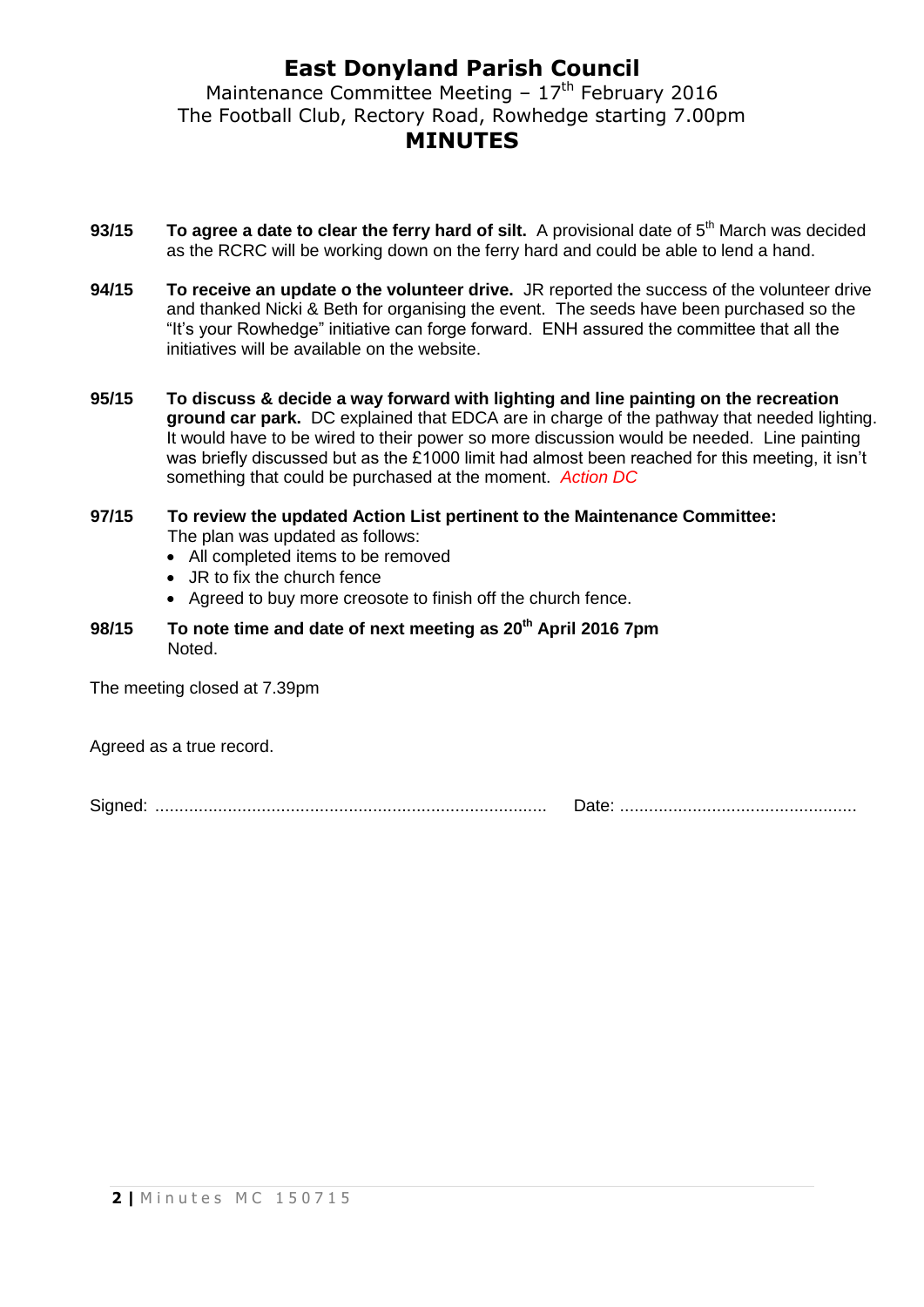# East Donyland Parish Council

Maintenance Committee Meeting – 17th February 2016
The Football Club, Rectory Road, Rowhedge starting 7.00pm

## MINUTES

**93/15** **To agree a date to clear the ferry hard of silt.** A provisional date of 5th March was decided as the RCRC will be working down on the ferry hard and could be able to lend a hand.

**94/15** **To receive an update o the volunteer drive.** JR reported the success of the volunteer drive and thanked Nicki & Beth for organising the event. The seeds have been purchased so the "It's your Rowhedge" initiative can forge forward. ENH assured the committee that all the initiatives will be available on the website.

**95/15** **To discuss & decide a way forward with lighting and line painting on the recreation ground car park.** DC explained that EDCA are in charge of the pathway that needed lighting. It would have to be wired to their power so more discussion would be needed. Line painting was briefly discussed but as the £1000 limit had almost been reached for this meeting, it isn't something that could be purchased at the moment. *Action DC*

**97/15** **To review the updated Action List pertinent to the Maintenance Committee:**
The plan was updated as follows:

- All completed items to be removed
- JR to fix the church fence
- Agreed to buy more creosote to finish off the church fence.

**98/15** **To note time and date of next meeting as 20th April 2016 7pm**
Noted.

The meeting closed at 7.39pm

Agreed as a true record.

Signed: ................................................................................ Date: ................................................